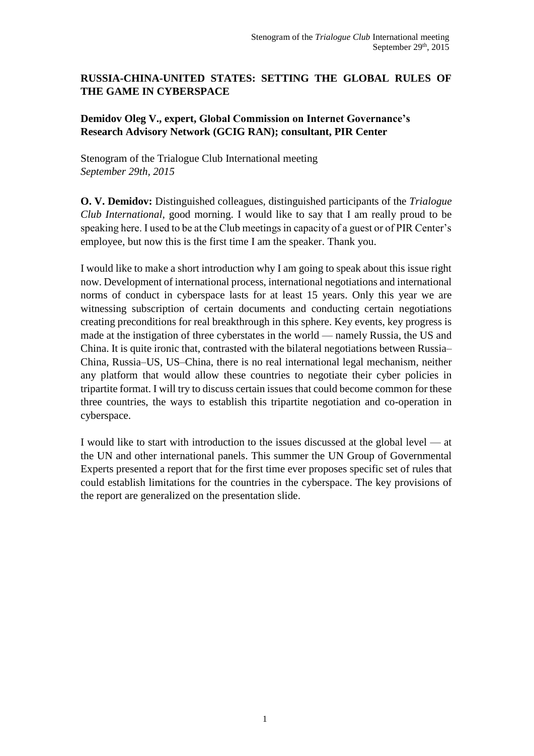**RUSSIA-CHINA-UNITED STATES: SETTING THE GLOBAL RULES OF THE GAME IN CYBERSPACE**

**Demidov Oleg V., expert, Global Commission on Internet Governance's Research Advisory Network (GCIG RAN); consultant, PIR Center**

Stenogram of the Trialogue Club International meeting
*September 29th, 2015*

**O. V. Demidov:** Distinguished colleagues, distinguished participants of the *Trialogue Club International*, good morning. I would like to say that I am really proud to be speaking here. I used to be at the Club meetings in capacity of a guest or of PIR Center's employee, but now this is the first time I am the speaker. Thank you.

I would like to make a short introduction why I am going to speak about this issue right now. Development of international process, international negotiations and international norms of conduct in cyberspace lasts for at least 15 years. Only this year we are witnessing subscription of certain documents and conducting certain negotiations creating preconditions for real breakthrough in this sphere. Key events, key progress is made at the instigation of three cyberstates in the world — namely Russia, the US and China. It is quite ironic that, contrasted with the bilateral negotiations between Russia–China, Russia–US, US–China, there is no real international legal mechanism, neither any platform that would allow these countries to negotiate their cyber policies in tripartite format. I will try to discuss certain issues that could become common for these three countries, the ways to establish this tripartite negotiation and co-operation in cyberspace.

I would like to start with introduction to the issues discussed at the global level — at the UN and other international panels. This summer the UN Group of Governmental Experts presented a report that for the first time ever proposes specific set of rules that could establish limitations for the countries in the cyberspace. The key provisions of the report are generalized on the presentation slide.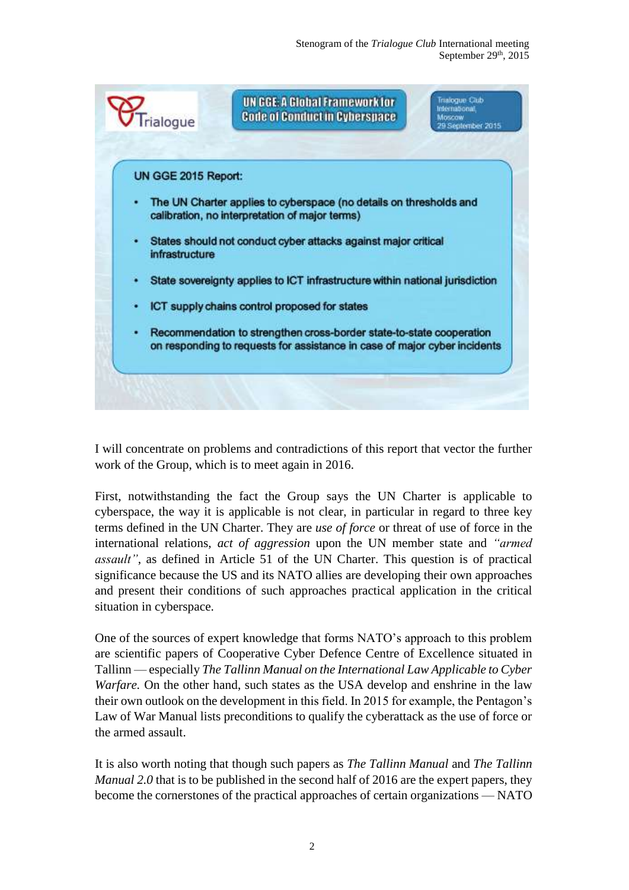Trialogue

UN GGE: A Global Framework for Code of Conduct in Cyberspace

Trialogue Club International, Moscow 29 September 2015

UN GGE 2015 Report:

- The UN Charter applies to cyberspace (no details on thresholds and calibration, no interpretation of major terms)
- States should not conduct cyber attacks against major critical infrastructure
- State sovereignty applies to ICT infrastructure within national jurisdiction
- ICT supply chains control proposed for states
- Recommendation to strengthen cross-border state-to-state cooperation on responding to requests for assistance in case of major cyber incidents

I will concentrate on problems and contradictions of this report that vector the further work of the Group, which is to meet again in 2016.

First, notwithstanding the fact the Group says the UN Charter is applicable to cyberspace, the way it is applicable is not clear, in particular in regard to three key terms defined in the UN Charter. They are *use of force* or threat of use of force in the international relations, *act of aggression* upon the UN member state and *"armed assault"*, as defined in Article 51 of the UN Charter. This question is of practical significance because the US and its NATO allies are developing their own approaches and present their conditions of such approaches practical application in the critical situation in cyberspace.

One of the sources of expert knowledge that forms NATO's approach to this problem are scientific papers of Cooperative Cyber Defence Centre of Excellence situated in Tallinn — especially *The Tallinn Manual on the International Law Applicable to Cyber Warfare.* On the other hand, such states as the USA develop and enshrine in the law their own outlook on the development in this field. In 2015 for example, the Pentagon's Law of War Manual lists preconditions to qualify the cyberattack as the use of force or the armed assault.

It is also worth noting that though such papers as *The Tallinn Manual* and *The Tallinn Manual 2.0* that is to be published in the second half of 2016 are the expert papers, they become the cornerstones of the practical approaches of certain organizations — NATO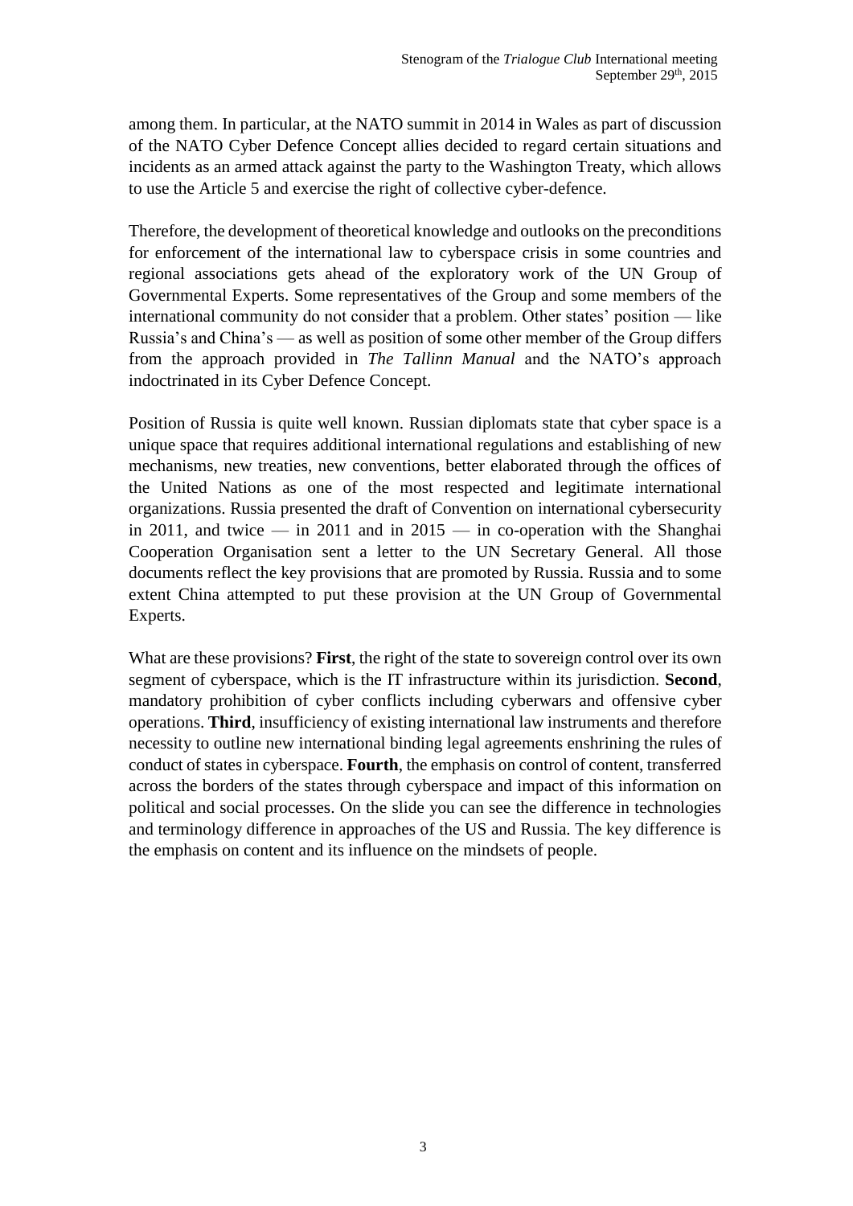among them. In particular, at the NATO summit in 2014 in Wales as part of discussion of the NATO Cyber Defence Concept allies decided to regard certain situations and incidents as an armed attack against the party to the Washington Treaty, which allows to use the Article 5 and exercise the right of collective cyber-defence.

Therefore, the development of theoretical knowledge and outlooks on the preconditions for enforcement of the international law to cyberspace crisis in some countries and regional associations gets ahead of the exploratory work of the UN Group of Governmental Experts. Some representatives of the Group and some members of the international community do not consider that a problem. Other states' position — like Russia's and China's — as well as position of some other member of the Group differs from the approach provided in *The Tallinn Manual* and the NATO's approach indoctrinated in its Cyber Defence Concept.

Position of Russia is quite well known. Russian diplomats state that cyber space is a unique space that requires additional international regulations and establishing of new mechanisms, new treaties, new conventions, better elaborated through the offices of the United Nations as one of the most respected and legitimate international organizations. Russia presented the draft of Convention on international cybersecurity in 2011, and twice — in 2011 and in 2015 — in co-operation with the Shanghai Cooperation Organisation sent a letter to the UN Secretary General. All those documents reflect the key provisions that are promoted by Russia. Russia and to some extent China attempted to put these provision at the UN Group of Governmental Experts.

What are these provisions? **First**, the right of the state to sovereign control over its own segment of cyberspace, which is the IT infrastructure within its jurisdiction. **Second**, mandatory prohibition of cyber conflicts including cyberwars and offensive cyber operations. **Third**, insufficiency of existing international law instruments and therefore necessity to outline new international binding legal agreements enshrining the rules of conduct of states in cyberspace. **Fourth**, the emphasis on control of content, transferred across the borders of the states through cyberspace and impact of this information on political and social processes. On the slide you can see the difference in technologies and terminology difference in approaches of the US and Russia. The key difference is the emphasis on content and its influence on the mindsets of people.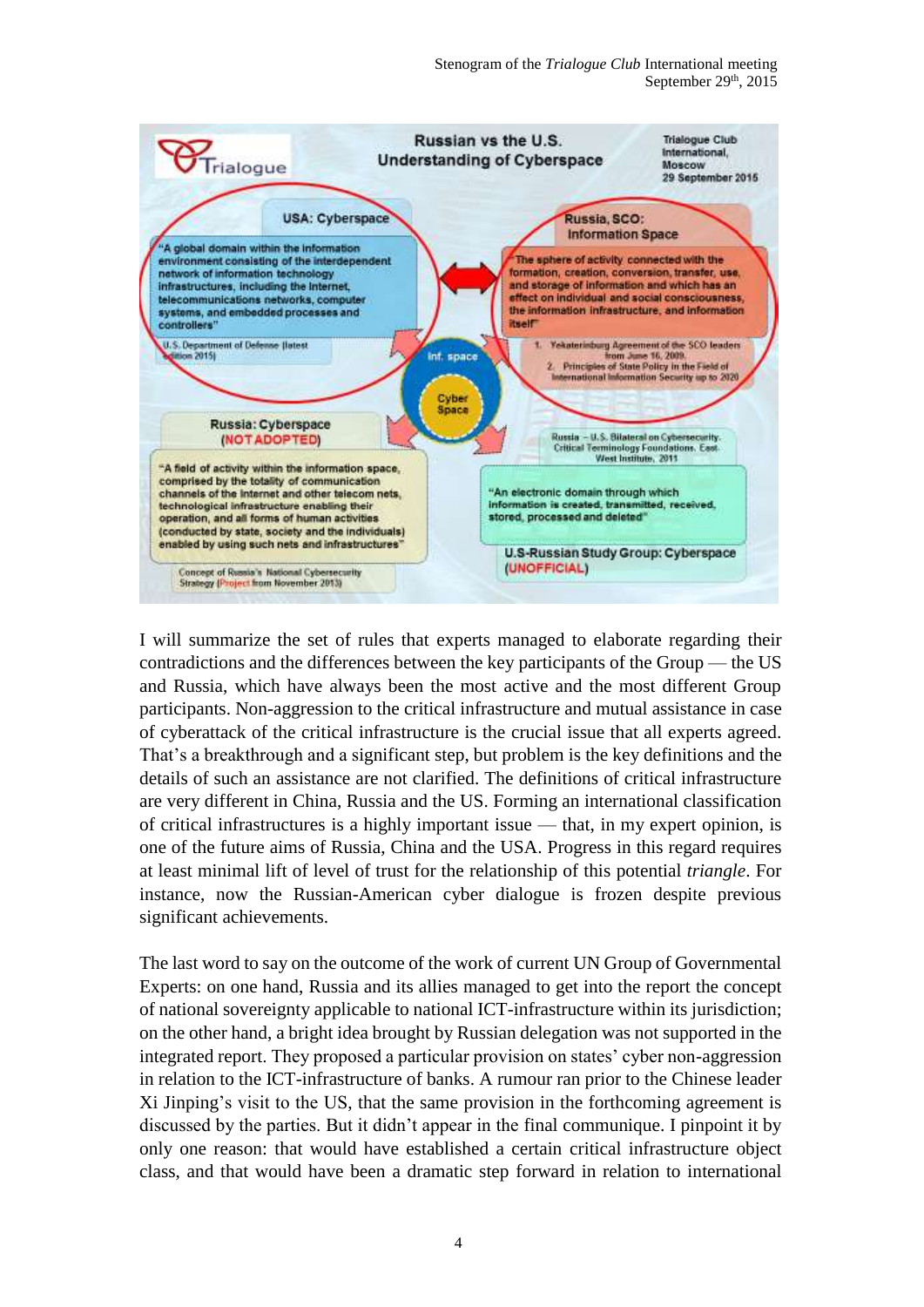**Russian vs the U.S. Understanding of Cyberspace**

Trialogue Club International, Moscow, 29 September 2015

**USA: Cyberspace**

"A global domain within the information environment consisting of the interdependent network of information technology infrastructures, including the Internet, telecommunications networks, computer systems, and embedded processes and controllers"

U.S. Department of Defense (latest edition 2015)

**Russia, SCO: Information Space**

"The sphere of activity connected with the formation, creation, conversion, transfer, use, and storage of information and which has an effect on individual and social consciousness, the information infrastructure, and information itself"

1. Yekaterinburg Agreement of the SCO leaders from June 16, 2009.
2. Principles of State Policy in the Field of International Information Security up to 2020

Inf. space

Cyber Space

**Russia: Cyberspace (NOT ADOPTED)**

"A field of activity within the information space, comprised by the totality of communication channels of the Internet and other telecom nets, technological infrastructure enabling their operation, and all forms of human activities (conducted by state, society and the individuals) enabled by using such nets and infrastructures"

Concept of Russia's National Cybersecurity Strategy (Project from November 2013)

Russia – U.S. Bilateral on Cybersecurity. Critical Terminology Foundations. East-West Institute, 2011

"An electronic domain through which information is created, transmitted, received, stored, processed and deleted"

**U.S-Russian Study Group: Cyberspace (UNOFFICIAL)**

I will summarize the set of rules that experts managed to elaborate regarding their contradictions and the differences between the key participants of the Group — the US and Russia, which have always been the most active and the most different Group participants. Non-aggression to the critical infrastructure and mutual assistance in case of cyberattack of the critical infrastructure is the crucial issue that all experts agreed. That's a breakthrough and a significant step, but problem is the key definitions and the details of such an assistance are not clarified. The definitions of critical infrastructure are very different in China, Russia and the US. Forming an international classification of critical infrastructures is a highly important issue — that, in my expert opinion, is one of the future aims of Russia, China and the USA. Progress in this regard requires at least minimal lift of level of trust for the relationship of this potential *triangle*. For instance, now the Russian-American cyber dialogue is frozen despite previous significant achievements.

The last word to say on the outcome of the work of current UN Group of Governmental Experts: on one hand, Russia and its allies managed to get into the report the concept of national sovereignty applicable to national ICT-infrastructure within its jurisdiction; on the other hand, a bright idea brought by Russian delegation was not supported in the integrated report. They proposed a particular provision on states' cyber non-aggression in relation to the ICT-infrastructure of banks. A rumour ran prior to the Chinese leader Xi Jinping's visit to the US, that the same provision in the forthcoming agreement is discussed by the parties. But it didn't appear in the final communique. I pinpoint it by only one reason: that would have established a certain critical infrastructure object class, and that would have been a dramatic step forward in relation to international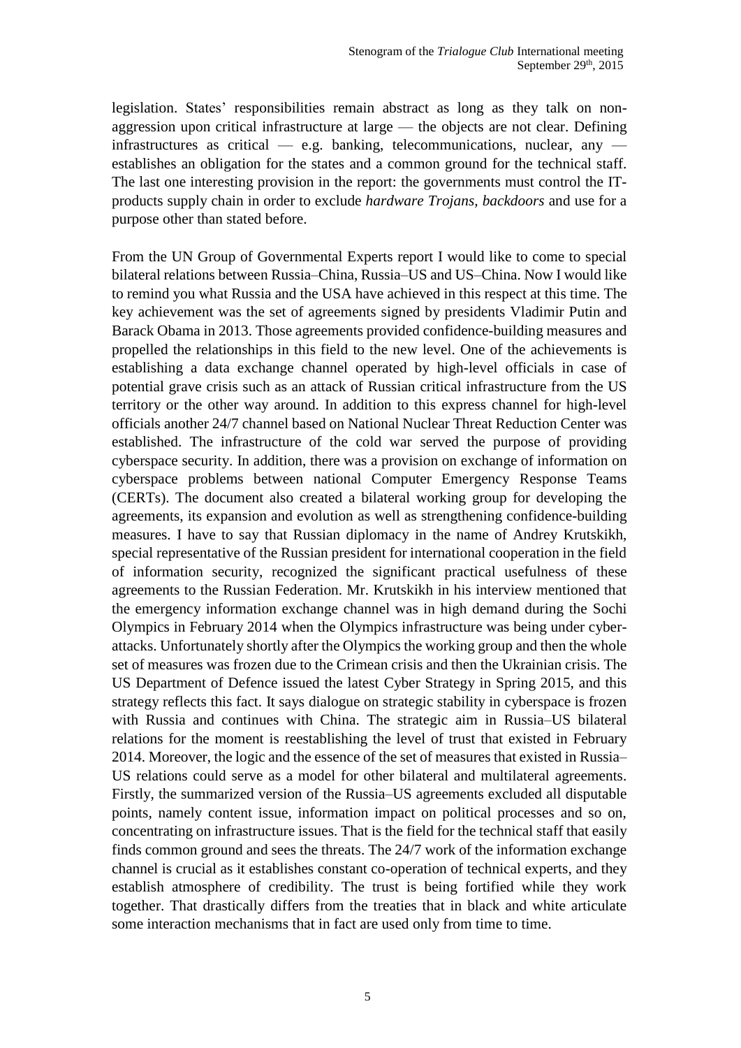legislation. States' responsibilities remain abstract as long as they talk on non-aggression upon critical infrastructure at large — the objects are not clear. Defining infrastructures as critical — e.g. banking, telecommunications, nuclear, any — establishes an obligation for the states and a common ground for the technical staff. The last one interesting provision in the report: the governments must control the IT-products supply chain in order to exclude *hardware Trojans, backdoors* and use for a purpose other than stated before.

From the UN Group of Governmental Experts report I would like to come to special bilateral relations between Russia–China, Russia–US and US–China. Now I would like to remind you what Russia and the USA have achieved in this respect at this time. The key achievement was the set of agreements signed by presidents Vladimir Putin and Barack Obama in 2013. Those agreements provided confidence-building measures and propelled the relationships in this field to the new level. One of the achievements is establishing a data exchange channel operated by high-level officials in case of potential grave crisis such as an attack of Russian critical infrastructure from the US territory or the other way around. In addition to this express channel for high-level officials another 24/7 channel based on National Nuclear Threat Reduction Center was established. The infrastructure of the cold war served the purpose of providing cyberspace security. In addition, there was a provision on exchange of information on cyberspace problems between national Computer Emergency Response Teams (CERTs). The document also created a bilateral working group for developing the agreements, its expansion and evolution as well as strengthening confidence-building measures. I have to say that Russian diplomacy in the name of Andrey Krutskikh, special representative of the Russian president for international cooperation in the field of information security, recognized the significant practical usefulness of these agreements to the Russian Federation. Mr. Krutskikh in his interview mentioned that the emergency information exchange channel was in high demand during the Sochi Olympics in February 2014 when the Olympics infrastructure was being under cyber-attacks. Unfortunately shortly after the Olympics the working group and then the whole set of measures was frozen due to the Crimean crisis and then the Ukrainian crisis. The US Department of Defence issued the latest Cyber Strategy in Spring 2015, and this strategy reflects this fact. It says dialogue on strategic stability in cyberspace is frozen with Russia and continues with China. The strategic aim in Russia–US bilateral relations for the moment is reestablishing the level of trust that existed in February 2014. Moreover, the logic and the essence of the set of measures that existed in Russia–US relations could serve as a model for other bilateral and multilateral agreements. Firstly, the summarized version of the Russia–US agreements excluded all disputable points, namely content issue, information impact on political processes and so on, concentrating on infrastructure issues. That is the field for the technical staff that easily finds common ground and sees the threats. The 24/7 work of the information exchange channel is crucial as it establishes constant co-operation of technical experts, and they establish atmosphere of credibility. The trust is being fortified while they work together. That drastically differs from the treaties that in black and white articulate some interaction mechanisms that in fact are used only from time to time.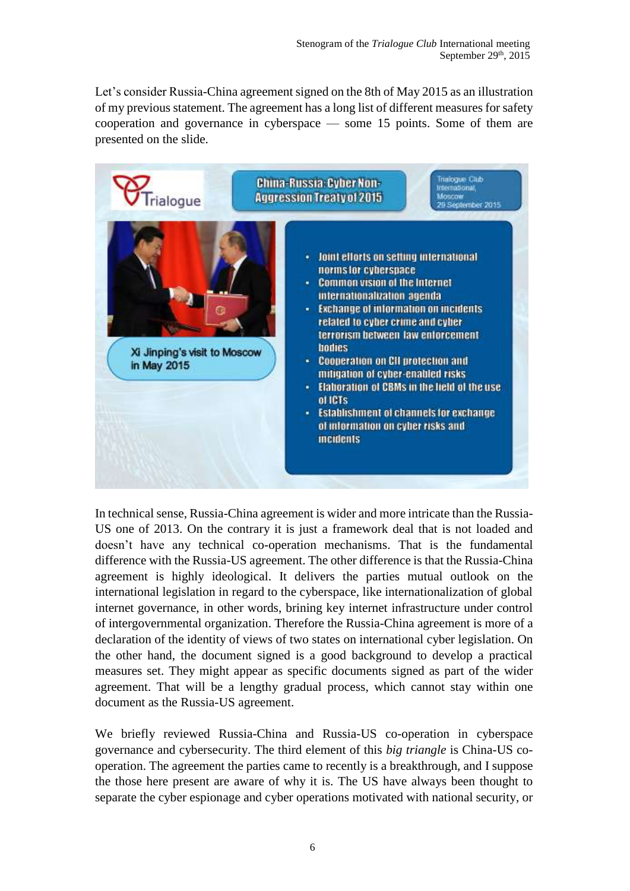Let's consider Russia-China agreement signed on the 8th of May 2015 as an illustration of my previous statement. The agreement has a long list of different measures for safety cooperation and governance in cyberspace — some 15 points. Some of them are presented on the slide.

**China-Russia: Cyber Non-Aggression Treaty of 2015**

Trialogue Club International, Moscow, 29 September 2015

Xi Jinping's visit to Moscow in May 2015

- Joint efforts on setting international norms for cyberspace
- Common vision of the Internet internationalization agenda
- Exchange of information on incidents related to cyber crime and cyber terrorism between law enforcement bodies
- Cooperation on CII protection and mitigation of cyber-enabled risks
- Elaboration of CBMs in the field of the use of ICTs
- Establishment of channels for exchange of information on cyber risks and incidents

In technical sense, Russia-China agreement is wider and more intricate than the Russia-US one of 2013. On the contrary it is just a framework deal that is not loaded and doesn't have any technical co-operation mechanisms. That is the fundamental difference with the Russia-US agreement. The other difference is that the Russia-China agreement is highly ideological. It delivers the parties mutual outlook on the international legislation in regard to the cyberspace, like internationalization of global internet governance, in other words, brining key internet infrastructure under control of intergovernmental organization. Therefore the Russia-China agreement is more of a declaration of the identity of views of two states on international cyber legislation. On the other hand, the document signed is a good background to develop a practical measures set. They might appear as specific documents signed as part of the wider agreement. That will be a lengthy gradual process, which cannot stay within one document as the Russia-US agreement.

We briefly reviewed Russia-China and Russia-US co-operation in cyberspace governance and cybersecurity. The third element of this *big triangle* is China-US co-operation. The agreement the parties came to recently is a breakthrough, and I suppose the those here present are aware of why it is. The US have always been thought to separate the cyber espionage and cyber operations motivated with national security, or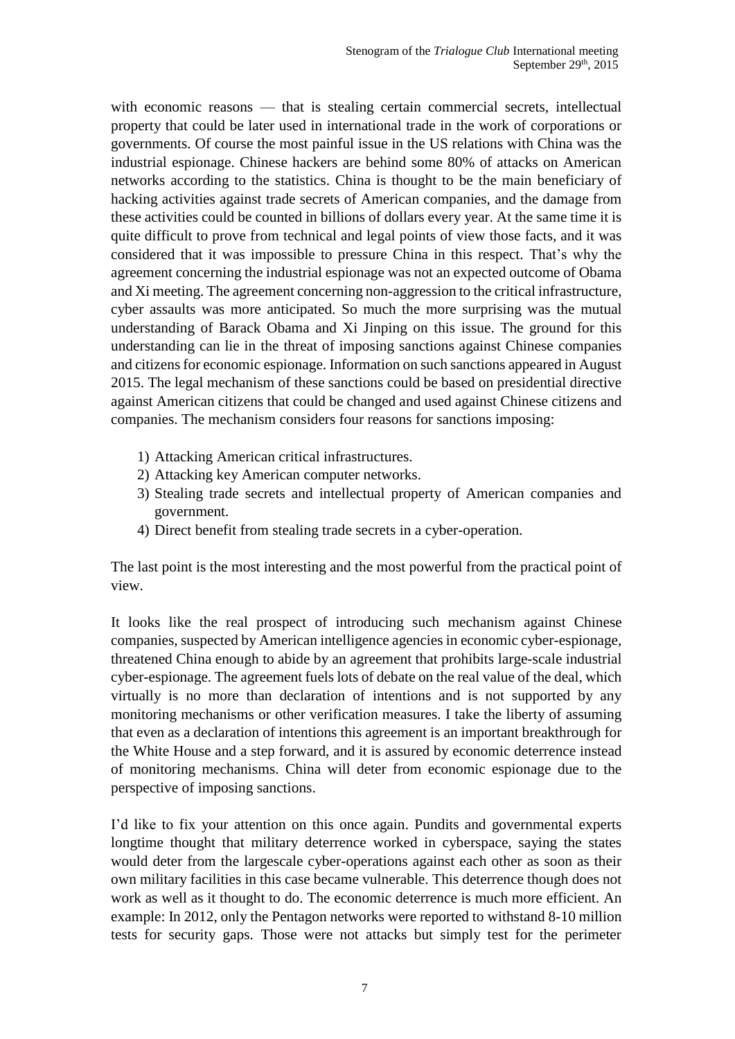with economic reasons — that is stealing certain commercial secrets, intellectual property that could be later used in international trade in the work of corporations or governments. Of course the most painful issue in the US relations with China was the industrial espionage. Chinese hackers are behind some 80% of attacks on American networks according to the statistics. China is thought to be the main beneficiary of hacking activities against trade secrets of American companies, and the damage from these activities could be counted in billions of dollars every year. At the same time it is quite difficult to prove from technical and legal points of view those facts, and it was considered that it was impossible to pressure China in this respect. That's why the agreement concerning the industrial espionage was not an expected outcome of Obama and Xi meeting. The agreement concerning non-aggression to the critical infrastructure, cyber assaults was more anticipated. So much the more surprising was the mutual understanding of Barack Obama and Xi Jinping on this issue. The ground for this understanding can lie in the threat of imposing sanctions against Chinese companies and citizens for economic espionage. Information on such sanctions appeared in August 2015. The legal mechanism of these sanctions could be based on presidential directive against American citizens that could be changed and used against Chinese citizens and companies. The mechanism considers four reasons for sanctions imposing:

1) Attacking American critical infrastructures.
2) Attacking key American computer networks.
3) Stealing trade secrets and intellectual property of American companies and government.
4) Direct benefit from stealing trade secrets in a cyber-operation.

The last point is the most interesting and the most powerful from the practical point of view.

It looks like the real prospect of introducing such mechanism against Chinese companies, suspected by American intelligence agencies in economic cyber-espionage, threatened China enough to abide by an agreement that prohibits large-scale industrial cyber-espionage. The agreement fuels lots of debate on the real value of the deal, which virtually is no more than declaration of intentions and is not supported by any monitoring mechanisms or other verification measures. I take the liberty of assuming that even as a declaration of intentions this agreement is an important breakthrough for the White House and a step forward, and it is assured by economic deterrence instead of monitoring mechanisms. China will deter from economic espionage due to the perspective of imposing sanctions.

I'd like to fix your attention on this once again. Pundits and governmental experts longtime thought that military deterrence worked in cyberspace, saying the states would deter from the largescale cyber-operations against each other as soon as their own military facilities in this case became vulnerable. This deterrence though does not work as well as it thought to do. The economic deterrence is much more efficient. An example: In 2012, only the Pentagon networks were reported to withstand 8-10 million tests for security gaps. Those were not attacks but simply test for the perimeter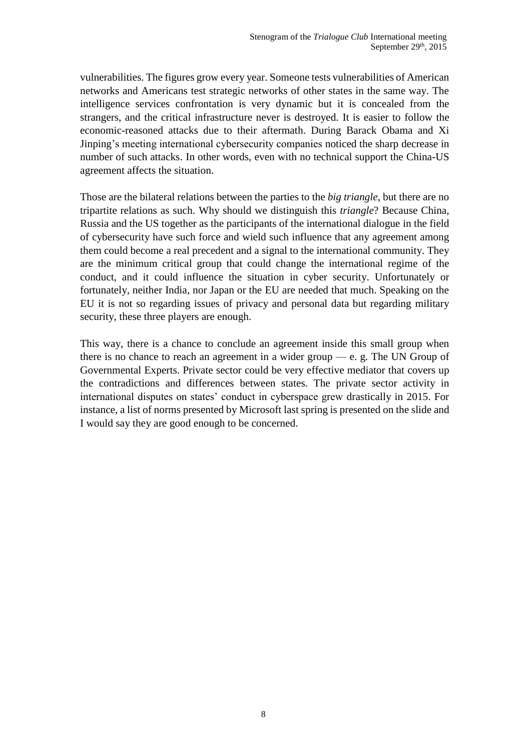vulnerabilities. The figures grow every year. Someone tests vulnerabilities of American networks and Americans test strategic networks of other states in the same way. The intelligence services confrontation is very dynamic but it is concealed from the strangers, and the critical infrastructure never is destroyed. It is easier to follow the economic-reasoned attacks due to their aftermath. During Barack Obama and Xi Jinping's meeting international cybersecurity companies noticed the sharp decrease in number of such attacks. In other words, even with no technical support the China-US agreement affects the situation.

Those are the bilateral relations between the parties to the *big triangle*, but there are no tripartite relations as such. Why should we distinguish this *triangle*? Because China, Russia and the US together as the participants of the international dialogue in the field of cybersecurity have such force and wield such influence that any agreement among them could become a real precedent and a signal to the international community. They are the minimum critical group that could change the international regime of the conduct, and it could influence the situation in cyber security. Unfortunately or fortunately, neither India, nor Japan or the EU are needed that much. Speaking on the EU it is not so regarding issues of privacy and personal data but regarding military security, these three players are enough.

This way, there is a chance to conclude an agreement inside this small group when there is no chance to reach an agreement in a wider group — e. g. The UN Group of Governmental Experts. Private sector could be very effective mediator that covers up the contradictions and differences between states. The private sector activity in international disputes on states' conduct in cyberspace grew drastically in 2015. For instance, a list of norms presented by Microsoft last spring is presented on the slide and I would say they are good enough to be concerned.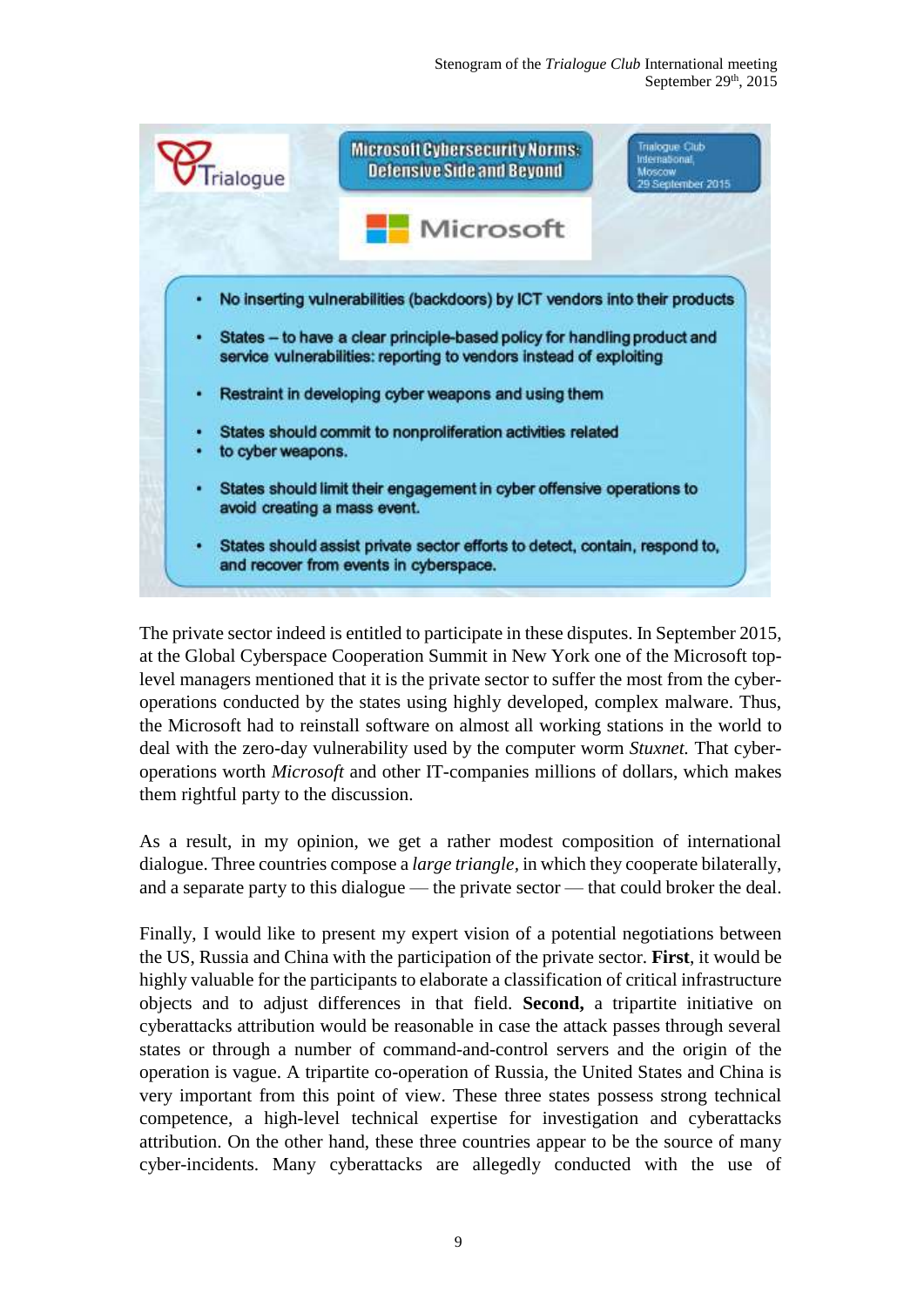Trialogue

**Microsoft Cybersecurity Norms: Defensive Side and Beyond**

Trialogue Club International, Moscow 29 September 2015

Microsoft

- No inserting vulnerabilities (backdoors) by ICT vendors into their products
- States – to have a clear principle-based policy for handling product and service vulnerabilities: reporting to vendors instead of exploiting
- Restraint in developing cyber weapons and using them
- States should commit to nonproliferation activities related
- to cyber weapons.
- States should limit their engagement in cyber offensive operations to avoid creating a mass event.
- States should assist private sector efforts to detect, contain, respond to, and recover from events in cyberspace.

The private sector indeed is entitled to participate in these disputes. In September 2015, at the Global Cyberspace Cooperation Summit in New York one of the Microsoft top-level managers mentioned that it is the private sector to suffer the most from the cyber-operations conducted by the states using highly developed, complex malware. Thus, the Microsoft had to reinstall software on almost all working stations in the world to deal with the zero-day vulnerability used by the computer worm *Stuxnet.* That cyber-operations worth *Microsoft* and other IT-companies millions of dollars, which makes them rightful party to the discussion.

As a result, in my opinion, we get a rather modest composition of international dialogue. Three countries compose a *large triangle,* in which they cooperate bilaterally, and a separate party to this dialogue — the private sector — that could broker the deal.

Finally, I would like to present my expert vision of a potential negotiations between the US, Russia and China with the participation of the private sector. **First**, it would be highly valuable for the participants to elaborate a classification of critical infrastructure objects and to adjust differences in that field. **Second,** a tripartite initiative on cyberattacks attribution would be reasonable in case the attack passes through several states or through a number of command-and-control servers and the origin of the operation is vague. A tripartite co-operation of Russia, the United States and China is very important from this point of view. These three states possess strong technical competence, a high-level technical expertise for investigation and cyberattacks attribution. On the other hand, these three countries appear to be the source of many cyber-incidents. Many cyberattacks are allegedly conducted with the use of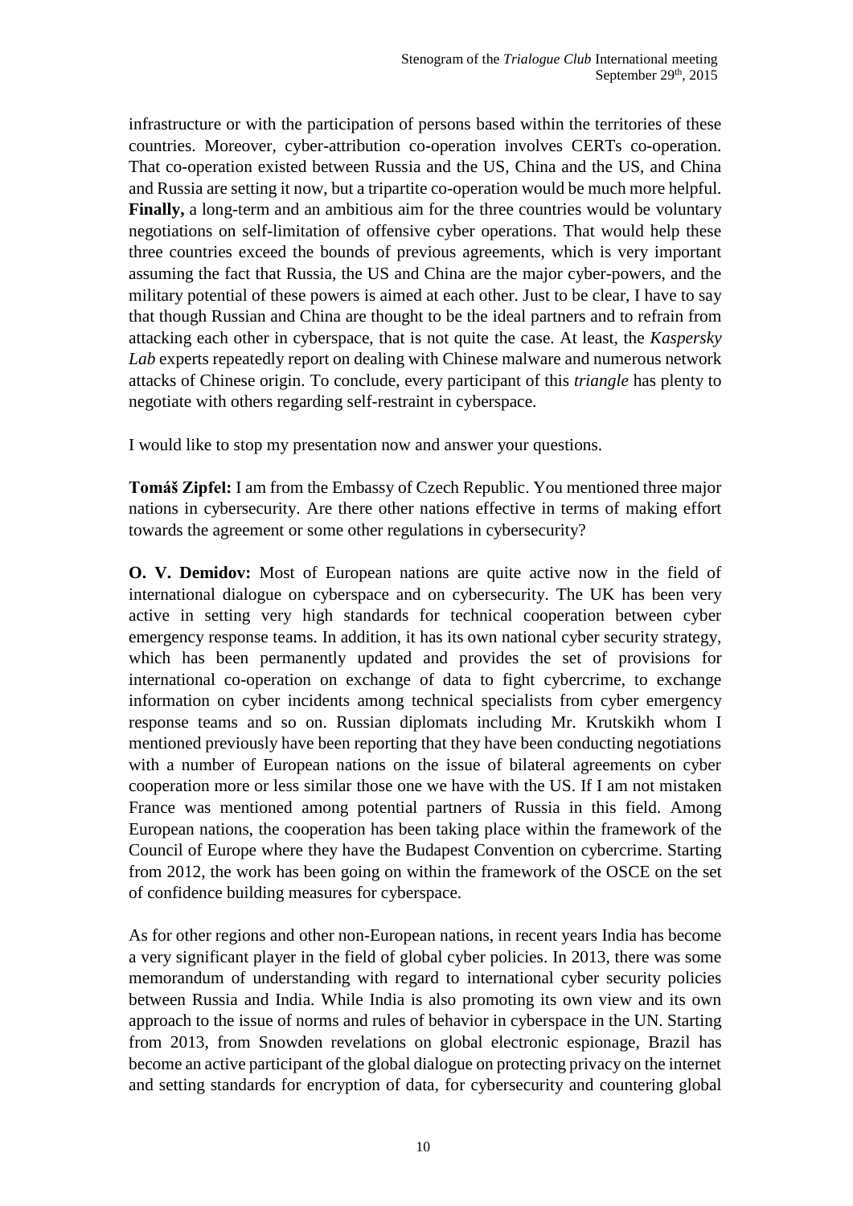infrastructure or with the participation of persons based within the territories of these countries. Moreover, cyber-attribution co-operation involves CERTs co-operation. That co-operation existed between Russia and the US, China and the US, and China and Russia are setting it now, but a tripartite co-operation would be much more helpful. **Finally,** a long-term and an ambitious aim for the three countries would be voluntary negotiations on self-limitation of offensive cyber operations. That would help these three countries exceed the bounds of previous agreements, which is very important assuming the fact that Russia, the US and China are the major cyber-powers, and the military potential of these powers is aimed at each other. Just to be clear, I have to say that though Russian and China are thought to be the ideal partners and to refrain from attacking each other in cyberspace, that is not quite the case. At least, the *Kaspersky Lab* experts repeatedly report on dealing with Chinese malware and numerous network attacks of Chinese origin. To conclude, every participant of this *triangle* has plenty to negotiate with others regarding self-restraint in cyberspace.

I would like to stop my presentation now and answer your questions.

**Tomáš Zipfel:** I am from the Embassy of Czech Republic. You mentioned three major nations in cybersecurity. Are there other nations effective in terms of making effort towards the agreement or some other regulations in cybersecurity?

**O. V. Demidov:** Most of European nations are quite active now in the field of international dialogue on cyberspace and on cybersecurity. The UK has been very active in setting very high standards for technical cooperation between cyber emergency response teams. In addition, it has its own national cyber security strategy, which has been permanently updated and provides the set of provisions for international co-operation on exchange of data to fight cybercrime, to exchange information on cyber incidents among technical specialists from cyber emergency response teams and so on. Russian diplomats including Mr. Krutskikh whom I mentioned previously have been reporting that they have been conducting negotiations with a number of European nations on the issue of bilateral agreements on cyber cooperation more or less similar those one we have with the US. If I am not mistaken France was mentioned among potential partners of Russia in this field. Among European nations, the cooperation has been taking place within the framework of the Council of Europe where they have the Budapest Convention on cybercrime. Starting from 2012, the work has been going on within the framework of the OSCE on the set of confidence building measures for cyberspace.

As for other regions and other non-European nations, in recent years India has become a very significant player in the field of global cyber policies. In 2013, there was some memorandum of understanding with regard to international cyber security policies between Russia and India. While India is also promoting its own view and its own approach to the issue of norms and rules of behavior in cyberspace in the UN. Starting from 2013, from Snowden revelations on global electronic espionage, Brazil has become an active participant of the global dialogue on protecting privacy on the internet and setting standards for encryption of data, for cybersecurity and countering global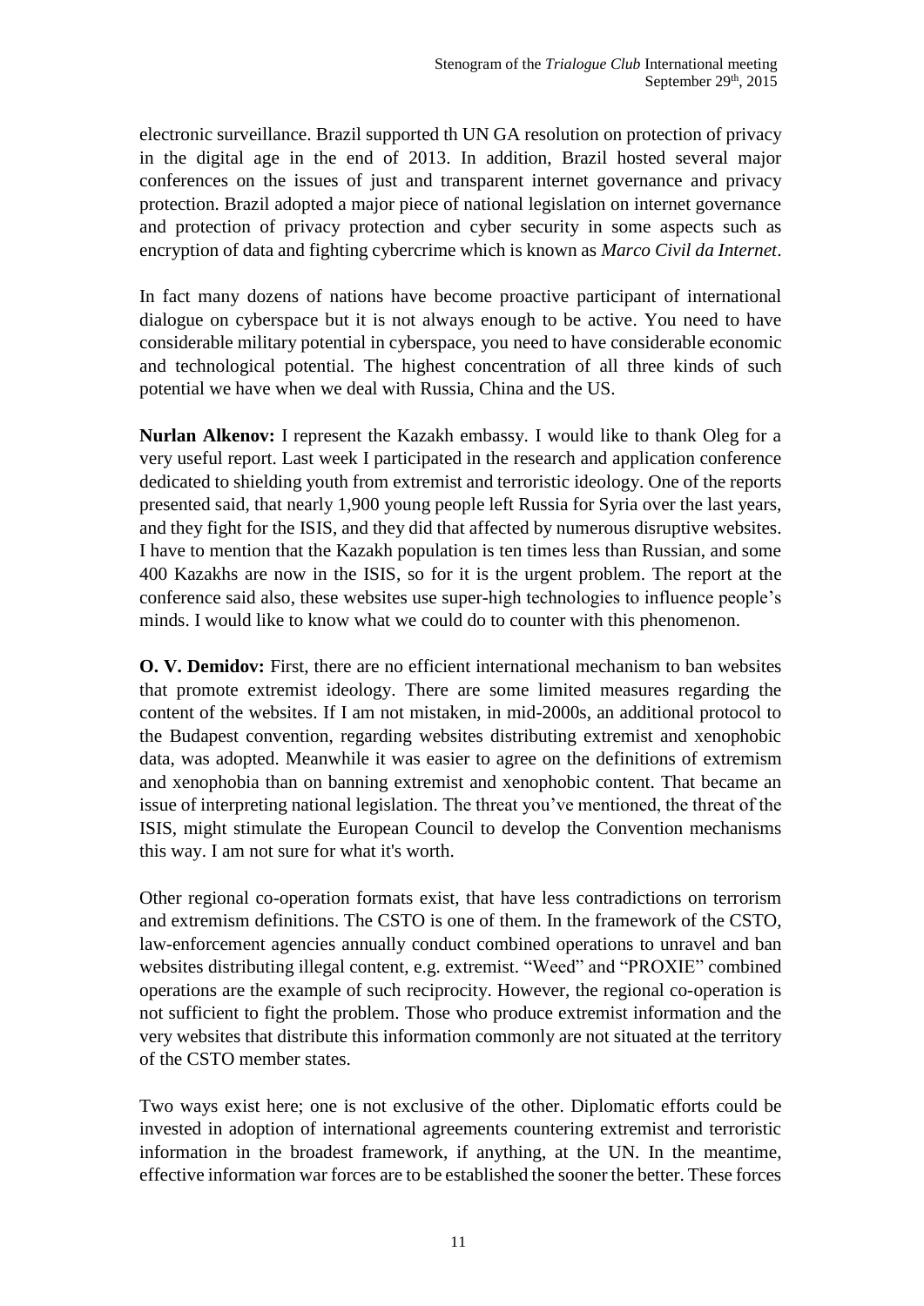electronic surveillance. Brazil supported th UN GA resolution on protection of privacy in the digital age in the end of 2013. In addition, Brazil hosted several major conferences on the issues of just and transparent internet governance and privacy protection. Brazil adopted a major piece of national legislation on internet governance and protection of privacy protection and cyber security in some aspects such as encryption of data and fighting cybercrime which is known as *Marco Civil da Internet*.

In fact many dozens of nations have become proactive participant of international dialogue on cyberspace but it is not always enough to be active. You need to have considerable military potential in cyberspace, you need to have considerable economic and technological potential. The highest concentration of all three kinds of such potential we have when we deal with Russia, China and the US.

**Nurlan Alkenov:** I represent the Kazakh embassy. I would like to thank Oleg for a very useful report. Last week I participated in the research and application conference dedicated to shielding youth from extremist and terroristic ideology. One of the reports presented said, that nearly 1,900 young people left Russia for Syria over the last years, and they fight for the ISIS, and they did that affected by numerous disruptive websites. I have to mention that the Kazakh population is ten times less than Russian, and some 400 Kazakhs are now in the ISIS, so for it is the urgent problem. The report at the conference said also, these websites use super-high technologies to influence people's minds. I would like to know what we could do to counter with this phenomenon.

**O. V. Demidov:** First, there are no efficient international mechanism to ban websites that promote extremist ideology. There are some limited measures regarding the content of the websites. If I am not mistaken, in mid-2000s, an additional protocol to the Budapest convention, regarding websites distributing extremist and xenophobic data, was adopted. Meanwhile it was easier to agree on the definitions of extremism and xenophobia than on banning extremist and xenophobic content. That became an issue of interpreting national legislation. The threat you've mentioned, the threat of the ISIS, might stimulate the European Council to develop the Convention mechanisms this way. I am not sure for what it's worth.

Other regional co-operation formats exist, that have less contradictions on terrorism and extremism definitions. The CSTO is one of them. In the framework of the CSTO, law-enforcement agencies annually conduct combined operations to unravel and ban websites distributing illegal content, e.g. extremist. "Weed" and "PROXIE" combined operations are the example of such reciprocity. However, the regional co-operation is not sufficient to fight the problem. Those who produce extremist information and the very websites that distribute this information commonly are not situated at the territory of the CSTO member states.

Two ways exist here; one is not exclusive of the other. Diplomatic efforts could be invested in adoption of international agreements countering extremist and terroristic information in the broadest framework, if anything, at the UN. In the meantime, effective information war forces are to be established the sooner the better. These forces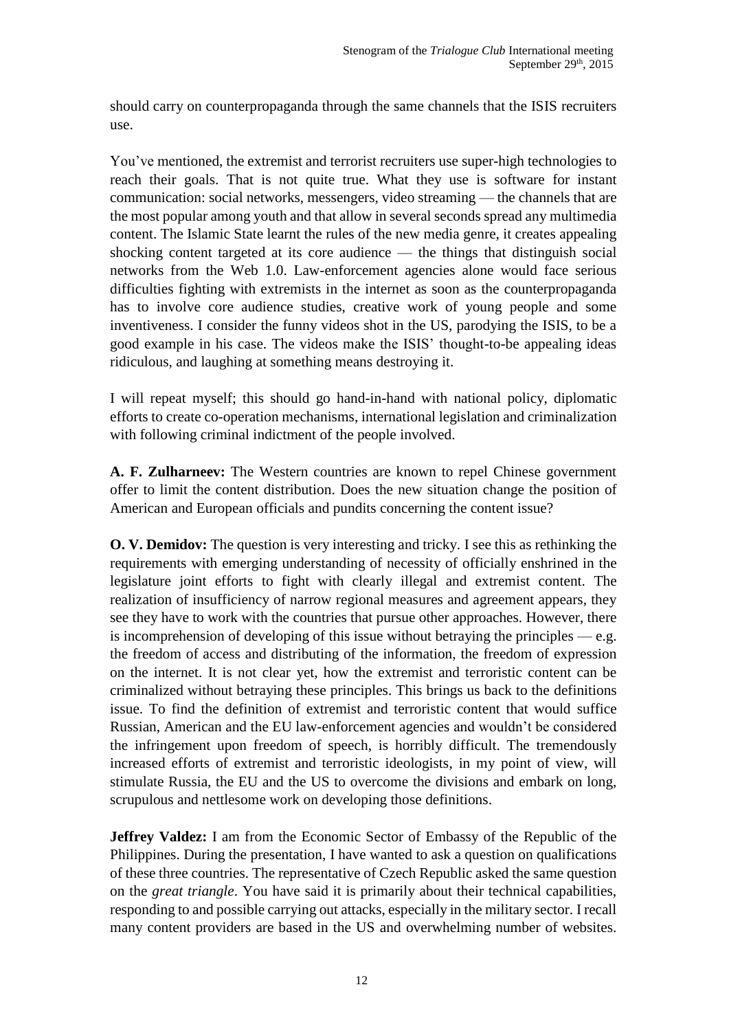should carry on counterpropaganda through the same channels that the ISIS recruiters use.

You've mentioned, the extremist and terrorist recruiters use super-high technologies to reach their goals. That is not quite true. What they use is software for instant communication: social networks, messengers, video streaming — the channels that are the most popular among youth and that allow in several seconds spread any multimedia content. The Islamic State learnt the rules of the new media genre, it creates appealing shocking content targeted at its core audience — the things that distinguish social networks from the Web 1.0. Law-enforcement agencies alone would face serious difficulties fighting with extremists in the internet as soon as the counterpropaganda has to involve core audience studies, creative work of young people and some inventiveness. I consider the funny videos shot in the US, parodying the ISIS, to be a good example in his case. The videos make the ISIS' thought-to-be appealing ideas ridiculous, and laughing at something means destroying it.

I will repeat myself; this should go hand-in-hand with national policy, diplomatic efforts to create co-operation mechanisms, international legislation and criminalization with following criminal indictment of the people involved.

**A. F. Zulharneev:** The Western countries are known to repel Chinese government offer to limit the content distribution. Does the new situation change the position of American and European officials and pundits concerning the content issue?

**O. V. Demidov:** The question is very interesting and tricky. I see this as rethinking the requirements with emerging understanding of necessity of officially enshrined in the legislature joint efforts to fight with clearly illegal and extremist content. The realization of insufficiency of narrow regional measures and agreement appears, they see they have to work with the countries that pursue other approaches. However, there is incomprehension of developing of this issue without betraying the principles — e.g. the freedom of access and distributing of the information, the freedom of expression on the internet. It is not clear yet, how the extremist and terroristic content can be criminalized without betraying these principles. This brings us back to the definitions issue. To find the definition of extremist and terroristic content that would suffice Russian, American and the EU law-enforcement agencies and wouldn't be considered the infringement upon freedom of speech, is horribly difficult. The tremendously increased efforts of extremist and terroristic ideologists, in my point of view, will stimulate Russia, the EU and the US to overcome the divisions and embark on long, scrupulous and nettlesome work on developing those definitions.

**Jeffrey Valdez:** I am from the Economic Sector of Embassy of the Republic of the Philippines. During the presentation, I have wanted to ask a question on qualifications of these three countries. The representative of Czech Republic asked the same question on the *great triangle*. You have said it is primarily about their technical capabilities, responding to and possible carrying out attacks, especially in the military sector. I recall many content providers are based in the US and overwhelming number of websites.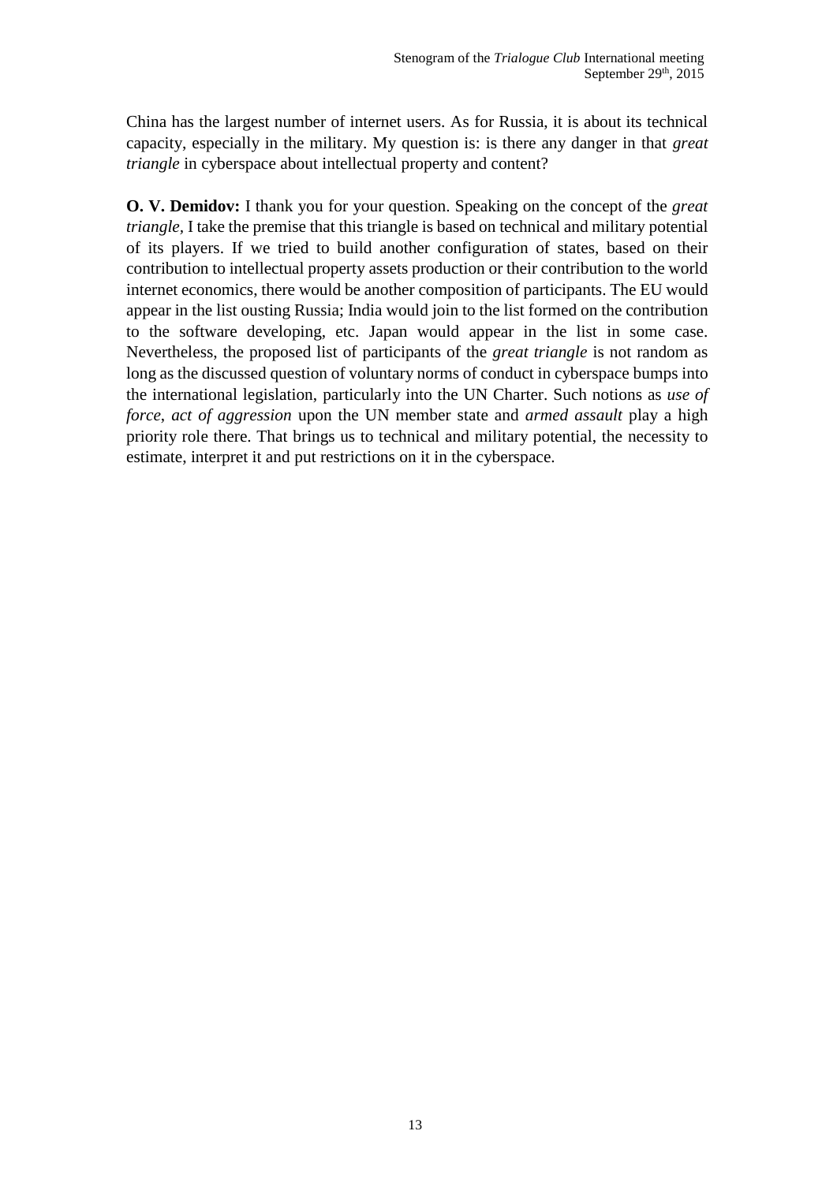China has the largest number of internet users. As for Russia, it is about its technical capacity, especially in the military. My question is: is there any danger in that *great triangle* in cyberspace about intellectual property and content?

**O. V. Demidov:** I thank you for your question. Speaking on the concept of the *great triangle*, I take the premise that this triangle is based on technical and military potential of its players. If we tried to build another configuration of states, based on their contribution to intellectual property assets production or their contribution to the world internet economics, there would be another composition of participants. The EU would appear in the list ousting Russia; India would join to the list formed on the contribution to the software developing, etc. Japan would appear in the list in some case. Nevertheless, the proposed list of participants of the *great triangle* is not random as long as the discussed question of voluntary norms of conduct in cyberspace bumps into the international legislation, particularly into the UN Charter. Such notions as *use of force*, *act of aggression* upon the UN member state and *armed assault* play a high priority role there. That brings us to technical and military potential, the necessity to estimate, interpret it and put restrictions on it in the cyberspace.